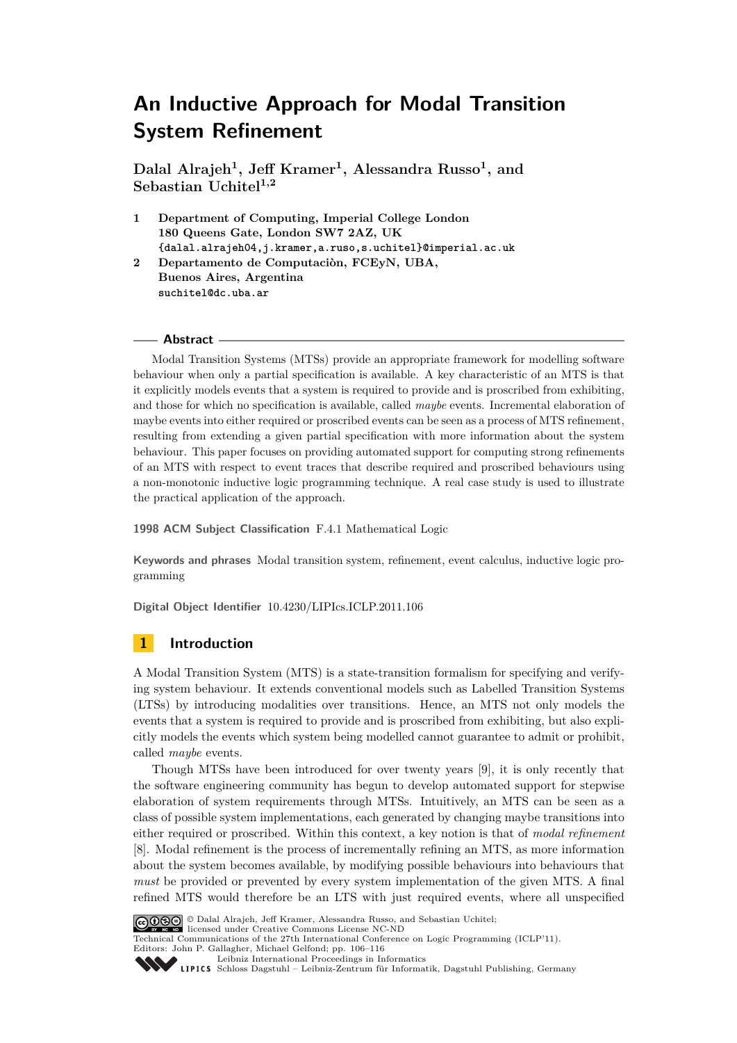# An Inductive Approach for Modal Transition System Refinement

**Dalal Alrajeh[1], Jeff Kramer[1], Alessandra Russo[1], and Sebastian Uchitel[1,2]**

1 **Department of Computing, Imperial College London**
**180 Queens Gate, London SW7 2AZ, UK**
`{dalal.alrajeh04,j.kramer,a.ruso,s.uchitel}@imperial.ac.uk`

2 **Departamento de Computaciòn, FCEyN, UBA,**
**Buenos Aires, Argentina**
`suchitel@dc.uba.ar`

## Abstract

Modal Transition Systems (MTSs) provide an appropriate framework for modelling software behaviour when only a partial specification is available. A key characteristic of an MTS is that it explicitly models events that a system is required to provide and is proscribed from exhibiting, and those for which no specification is available, called *maybe* events. Incremental elaboration of maybe events into either required or proscribed events can be seen as a process of MTS refinement, resulting from extending a given partial specification with more information about the system behaviour. This paper focuses on providing automated support for computing strong refinements of an MTS with respect to event traces that describe required and proscribed behaviours using a non-monotonic inductive logic programming technique. A real case study is used to illustrate the practical application of the approach.

**1998 ACM Subject Classification** F.4.1 Mathematical Logic

**Keywords and phrases** Modal transition system, refinement, event calculus, inductive logic programming

**Digital Object Identifier** 10.4230/LIPIcs.ICLP.2011.106

## 1 Introduction

A Modal Transition System (MTS) is a state-transition formalism for specifying and verifying system behaviour. It extends conventional models such as Labelled Transition Systems (LTSs) by introducing modalities over transitions. Hence, an MTS not only models the events that a system is required to provide and is proscribed from exhibiting, but also explicitly models the events which system being modelled cannot guarantee to admit or prohibit, called *maybe* events.

Though MTSs have been introduced for over twenty years [9], it is only recently that the software engineering community has begun to develop automated support for stepwise elaboration of system requirements through MTSs. Intuitively, an MTS can be seen as a class of possible system implementations, each generated by changing maybe transitions into either required or proscribed. Within this context, a key notion is that of *modal refinement* [8]. Modal refinement is the process of incrementally refining an MTS, as more information about the system becomes available, by modifying possible behaviours into behaviours that *must* be provided or prevented by every system implementation of the given MTS. A final refined MTS would therefore be an LTS with just required events, where all unspecified

© Dalal Alrajeh, Jeff Kramer, Alessandra Russo, and Sebastian Uchitel;
licensed under Creative Commons License NC-ND
Technical Communications of the 27th International Conference on Logic Programming (ICLP'11).
Editors: John P. Gallagher, Michael Gelfond; pp. 106–116
Leibniz International Proceedings in Informatics
Schloss Dagstuhl – Leibniz-Zentrum für Informatik, Dagstuhl Publishing, Germany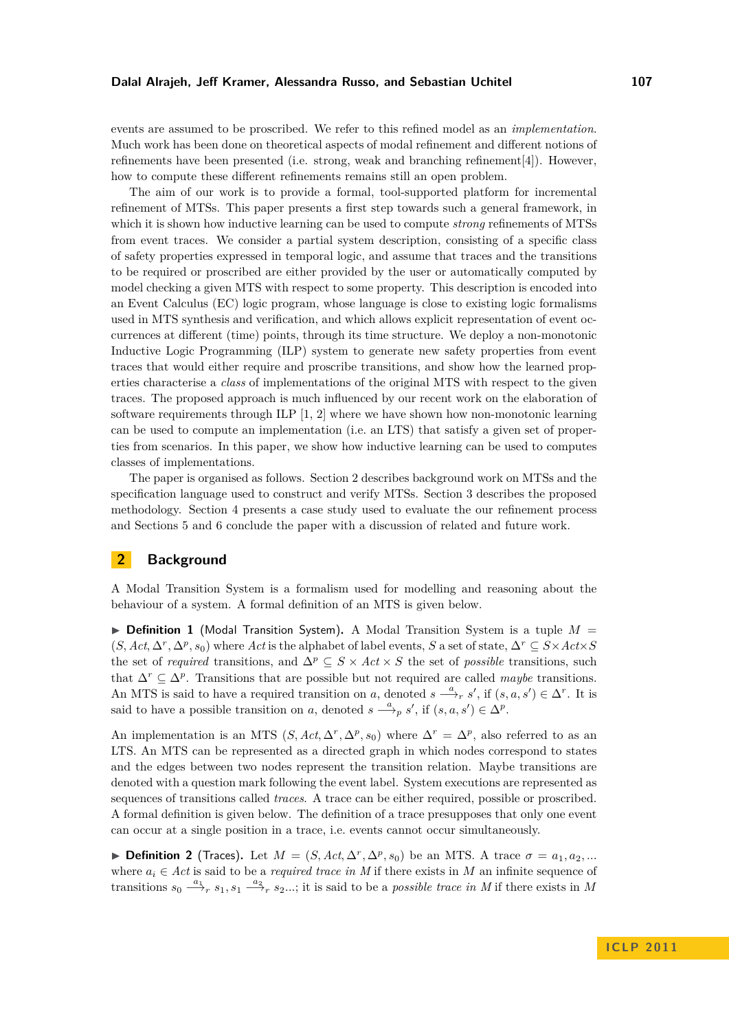events are assumed to be proscribed. We refer to this refined model as an *implementation*. Much work has been done on theoretical aspects of modal refinement and different notions of refinements have been presented (i.e. strong, weak and branching refinement[4]). However, how to compute these different refinements remains still an open problem.

The aim of our work is to provide a formal, tool-supported platform for incremental refinement of MTSs. This paper presents a first step towards such a general framework, in which it is shown how inductive learning can be used to compute *strong* refinements of MTSs from event traces. We consider a partial system description, consisting of a specific class of safety properties expressed in temporal logic, and assume that traces and the transitions to be required or proscribed are either provided by the user or automatically computed by model checking a given MTS with respect to some property. This description is encoded into an Event Calculus (EC) logic program, whose language is close to existing logic formalisms used in MTS synthesis and verification, and which allows explicit representation of event occurrences at different (time) points, through its time structure. We deploy a non-monotonic Inductive Logic Programming (ILP) system to generate new safety properties from event traces that would either require and proscribe transitions, and show how the learned properties characterise a *class* of implementations of the original MTS with respect to the given traces. The proposed approach is much influenced by our recent work on the elaboration of software requirements through ILP [1, 2] where we have shown how non-monotonic learning can be used to compute an implementation (i.e. an LTS) that satisfy a given set of properties from scenarios. In this paper, we show how inductive learning can be used to computes classes of implementations.

The paper is organised as follows. Section 2 describes background work on MTSs and the specification language used to construct and verify MTSs. Section 3 describes the proposed methodology. Section 4 presents a case study used to evaluate the our refinement process and Sections 5 and 6 conclude the paper with a discussion of related and future work.

## 2 Background

A Modal Transition System is a formalism used for modelling and reasoning about the behaviour of a system. A formal definition of an MTS is given below.

▶ **Definition 1** (Modal Transition System). A Modal Transition System is a tuple $M = (S, Act, \Delta^r, \Delta^p, s_0)$ where $Act$ is the alphabet of label events, $S$ a set of state, $\Delta^r \subseteq S \times Act \times S$ the set of *required* transitions, and $\Delta^p \subseteq S \times Act \times S$ the set of *possible* transitions, such that $\Delta^r \subseteq \Delta^p$. Transitions that are possible but not required are called *maybe* transitions. An MTS is said to have a required transition on $a$, denoted $s \xrightarrow{a}_r s'$, if $(s, a, s') \in \Delta^r$. It is said to have a possible transition on $a$, denoted $s \xrightarrow{a}_p s'$, if $(s, a, s') \in \Delta^p$.

An implementation is an MTS $(S, Act, \Delta^r, \Delta^p, s_0)$ where $\Delta^r = \Delta^p$, also referred to as an LTS. An MTS can be represented as a directed graph in which nodes correspond to states and the edges between two nodes represent the transition relation. Maybe transitions are denoted with a question mark following the event label. System executions are represented as sequences of transitions called *traces*. A trace can be either required, possible or proscribed. A formal definition is given below. The definition of a trace presupposes that only one event can occur at a single position in a trace, i.e. events cannot occur simultaneously.

▶ **Definition 2** (Traces). Let $M = (S, Act, \Delta^r, \Delta^p, s_0)$ be an MTS. A trace $\sigma = a_1, a_2, ...$ where $a_i \in Act$ is said to be a *required trace in* $M$ if there exists in $M$ an infinite sequence of transitions $s_0 \xrightarrow{a_1}_r s_1, s_1 \xrightarrow{a_2}_r s_2 ...$; it is said to be a *possible trace in* $M$ if there exists in $M$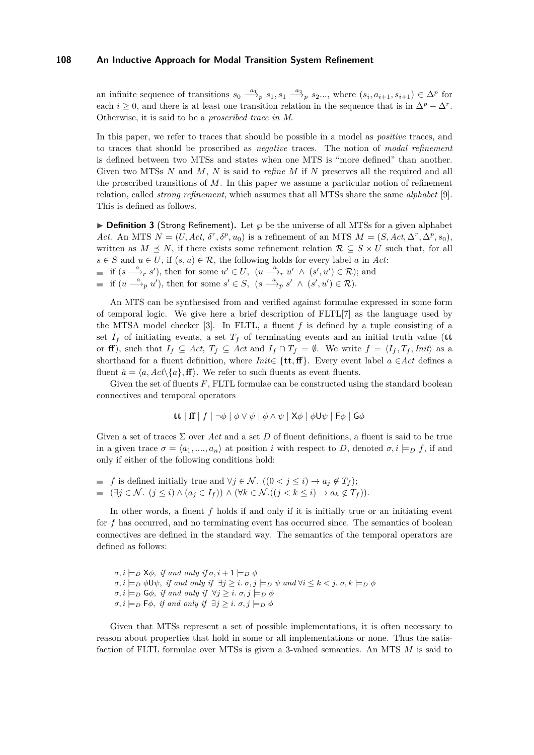an infinite sequence of transitions $s_0 \xrightarrow{a_1}_p s_1, s_1 \xrightarrow{a_2}_p s_2...$, where $(s_i, a_{i+1}, s_{i+1}) \in \Delta^p$ for each $i \geq 0$, and there is at least one transition relation in the sequence that is in $\Delta^p - \Delta^r$. Otherwise, it is said to be a *proscribed trace in M*.

In this paper, we refer to traces that should be possible in a model as *positive* traces, and to traces that should be proscribed as *negative* traces. The notion of *modal refinement* is defined between two MTSs and states when one MTS is "more defined" than another. Given two MTSs $N$ and $M$, $N$ is said to *refine* $M$ if $N$ preserves all the required and all the proscribed transitions of $M$. In this paper we assume a particular notion of refinement relation, called *strong refinement*, which assumes that all MTSs share the same *alphabet* [9]. This is defined as follows.

▶ **Definition 3** (Strong Refinement)**.** Let $\wp$ be the universe of all MTSs for a given alphabet $Act$. An MTS $N = (U, Act, \delta^r, \delta^p, u_0)$ is a refinement of an MTS $M = (S, Act, \Delta^r, \Delta^p, s_0)$, written as $M \preceq N$, if there exists some refinement relation $\mathcal{R} \subseteq S \times U$ such that, for all $s \in S$ and $u \in U$, if $(s, u) \in \mathcal{R}$, the following holds for every label $a$ in $Act$:

- if $(s \xrightarrow{a}_r s')$, then for some $u' \in U$, $(u \xrightarrow{a}_r u' \wedge (s', u') \in \mathcal{R})$; and
- if $(u \xrightarrow{a}_p u')$, then for some $s' \in S$, $(s \xrightarrow{a}_p s' \wedge (s', u') \in \mathcal{R})$.

An MTS can be synthesised from and verified against formulae expressed in some form of temporal logic. We give here a brief description of FLTL[7] as the language used by the MTSA model checker [3]. In FLTL, a fluent $f$ is defined by a tuple consisting of a set $I_f$ of initiating events, a set $T_f$ of terminating events and an initial truth value (**tt** or **ff**), such that $I_f \subseteq Act$, $T_f \subseteq Act$ and $I_f \cap T_f = \emptyset$. We write $f = \langle I_f, T_f, Init\rangle$ as a shorthand for a fluent definition, where $Init \in \{\mathbf{tt}, \mathbf{ff}\}$. Every event label $a \in Act$ defines a fluent $\dot{a} = \langle a, Act\backslash\{a\}, \mathbf{ff}\rangle$. We refer to such fluents as event fluents.

Given the set of fluents $F$, FLTL formulae can be constructed using the standard boolean connectives and temporal operators

$$\mathbf{tt} \mid \mathbf{ff} \mid f \mid \neg\phi \mid \phi \vee \psi \mid \phi \wedge \psi \mid \mathsf{X}\phi \mid \phi\mathsf{U}\psi \mid \mathsf{F}\phi \mid \mathsf{G}\phi$$

Given a set of traces $\Sigma$ over $Act$ and a set $D$ of fluent definitions, a fluent is said to be true in a given trace $\sigma = \langle a_1, ...., a_n\rangle$ at position $i$ with respect to $D$, denoted $\sigma, i \models_D f$, if and only if either of the following conditions hold:

- $f$ is defined initially true and $\forall j \in \mathcal{N}.\ ((0 < j \leq i) \rightarrow a_j \notin T_f)$;
- $(\exists j \in \mathcal{N}.\ (j \leq i) \wedge (a_j \in I_f)) \wedge (\forall k \in \mathcal{N}.((j < k \leq i) \rightarrow a_k \notin T_f))$.

In other words, a fluent $f$ holds if and only if it is initially true or an initiating event for $f$ has occurred, and no terminating event has occurred since. The semantics of boolean connectives are defined in the standard way. The semantics of the temporal operators are defined as follows:

$\sigma, i \models_D \mathsf{X}\phi$, *if and only if* $\sigma, i+1 \models_D \phi$
$\sigma, i \models_D \phi\mathsf{U}\psi$, *if and only if* $\exists j \geq i.\ \sigma, j \models_D \psi$ *and* $\forall i \leq k < j.\ \sigma, k \models_D \phi$
$\sigma, i \models_D \mathsf{G}\phi$, *if and only if* $\forall j \geq i.\ \sigma, j \models_D \phi$
$\sigma, i \models_D \mathsf{F}\phi$, *if and only if* $\exists j \geq i.\ \sigma, j \models_D \phi$

Given that MTSs represent a set of possible implementations, it is often necessary to reason about properties that hold in some or all implementations or none. Thus the satisfaction of FLTL formulae over MTSs is given a 3-valued semantics. An MTS $M$ is said to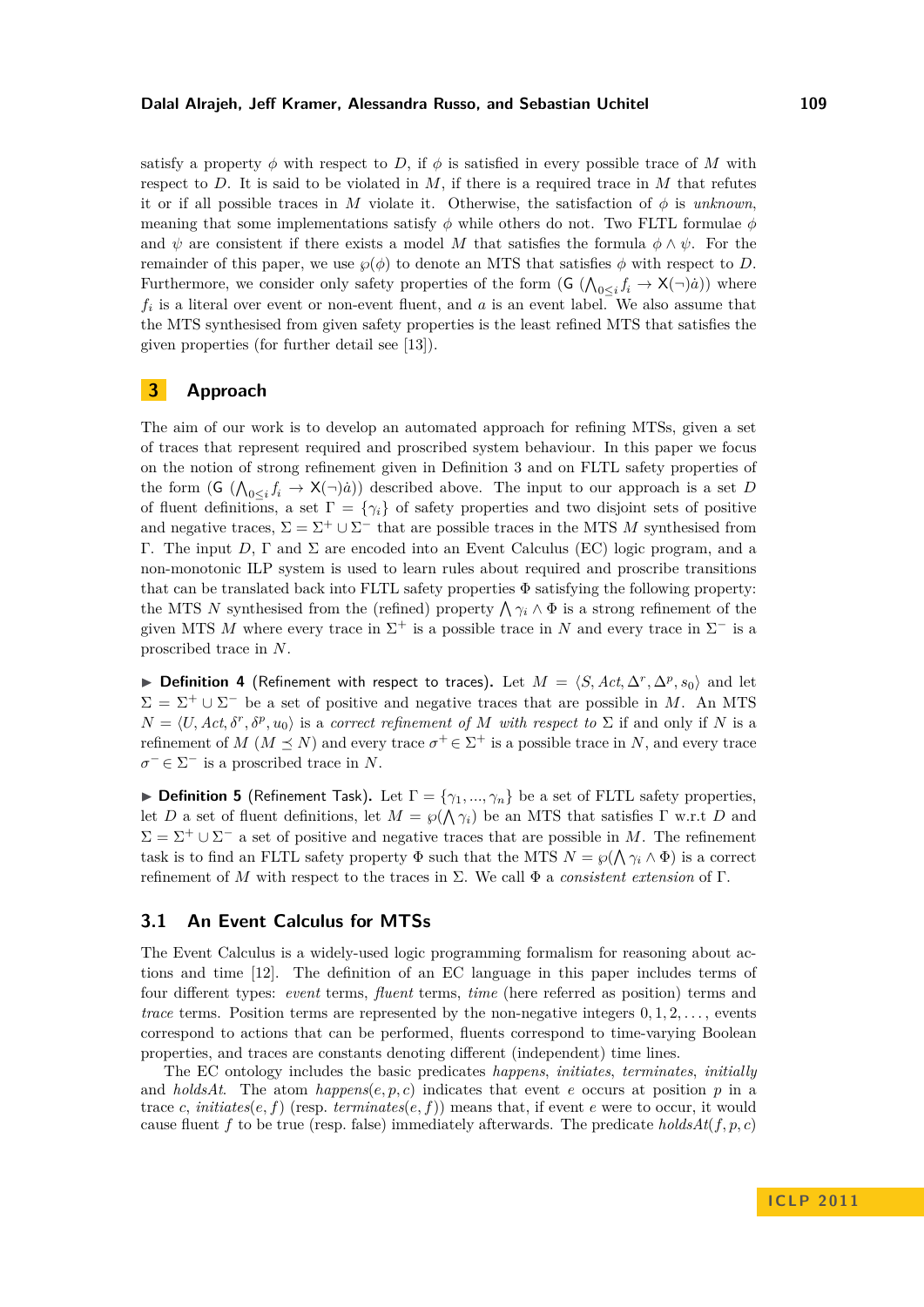satisfy a property $\phi$ with respect to $D$, if $\phi$ is satisfied in every possible trace of $M$ with respect to $D$. It is said to be violated in $M$, if there is a required trace in $M$ that refutes it or if all possible traces in $M$ violate it. Otherwise, the satisfaction of $\phi$ is *unknown*, meaning that some implementations satisfy $\phi$ while others do not. Two FLTL formulae $\phi$ and $\psi$ are consistent if there exists a model $M$ that satisfies the formula $\phi \wedge \psi$. For the remainder of this paper, we use $\wp(\phi)$ to denote an MTS that satisfies $\phi$ with respect to $D$. Furthermore, we consider only safety properties of the form $(\mathsf{G}\ (\bigwedge_{0\leq i} f_i \rightarrow \mathsf{X}(\neg)\dot{a}))$ where $f_i$ is a literal over event or non-event fluent, and $a$ is an event label. We also assume that the MTS synthesised from given safety properties is the least refined MTS that satisfies the given properties (for further detail see [13]).

## 3 Approach

The aim of our work is to develop an automated approach for refining MTSs, given a set of traces that represent required and proscribed system behaviour. In this paper we focus on the notion of strong refinement given in Definition 3 and on FLTL safety properties of the form $(\mathsf{G}\ (\bigwedge_{0\leq i} f_i \rightarrow \mathsf{X}(\neg)\dot{a}))$ described above. The input to our approach is a set $D$ of fluent definitions, a set $\Gamma = \{\gamma_i\}$ of safety properties and two disjoint sets of positive and negative traces, $\Sigma = \Sigma^+ \cup \Sigma^-$ that are possible traces in the MTS $M$ synthesised from $\Gamma$. The input $D$, $\Gamma$ and $\Sigma$ are encoded into an Event Calculus (EC) logic program, and a non-monotonic ILP system is used to learn rules about required and proscribe transitions that can be translated back into FLTL safety properties $\Phi$ satisfying the following property: the MTS $N$ synthesised from the (refined) property $\bigwedge \gamma_i \wedge \Phi$ is a strong refinement of the given MTS $M$ where every trace in $\Sigma^+$ is a possible trace in $N$ and every trace in $\Sigma^-$ is a proscribed trace in $N$.

▶ **Definition 4** (Refinement with respect to traces)**.** Let $M = \langle S, Act, \Delta^r, \Delta^p, s_0\rangle$ and let $\Sigma = \Sigma^+ \cup \Sigma^-$ be a set of positive and negative traces that are possible in $M$. An MTS $N = \langle U, Act, \delta^r, \delta^p, u_0\rangle$ is a *correct refinement of* $M$ *with respect to* $\Sigma$ if and only if $N$ is a refinement of $M$ ($M \preceq N$) and every trace $\sigma^+ \in \Sigma^+$ is a possible trace in $N$, and every trace $\sigma^- \in \Sigma^-$ is a proscribed trace in $N$.

▶ **Definition 5** (Refinement Task)**.** Let $\Gamma = \{\gamma_1, ..., \gamma_n\}$ be a set of FLTL safety properties, let $D$ a set of fluent definitions, let $M = \wp(\bigwedge \gamma_i)$ be an MTS that satisfies $\Gamma$ w.r.t $D$ and $\Sigma = \Sigma^+ \cup \Sigma^-$ a set of positive and negative traces that are possible in $M$. The refinement task is to find an FLTL safety property $\Phi$ such that the MTS $N = \wp(\bigwedge \gamma_i \wedge \Phi)$ is a correct refinement of $M$ with respect to the traces in $\Sigma$. We call $\Phi$ a *consistent extension* of $\Gamma$.

### 3.1 An Event Calculus for MTSs

The Event Calculus is a widely-used logic programming formalism for reasoning about actions and time [12]. The definition of an EC language in this paper includes terms of four different types: *event* terms, *fluent* terms, *time* (here referred as position) terms and *trace* terms. Position terms are represented by the non-negative integers $0, 1, 2, \ldots$, events correspond to actions that can be performed, fluents correspond to time-varying Boolean properties, and traces are constants denoting different (independent) time lines.

The EC ontology includes the basic predicates *happens*, *initiates*, *terminates*, *initially* and *holdsAt*. The atom $happens(e, p, c)$ indicates that event $e$ occurs at position $p$ in a trace $c$, $initiates(e, f)$ (resp. $terminates(e, f)$) means that, if event $e$ were to occur, it would cause fluent $f$ to be true (resp. false) immediately afterwards. The predicate $holdsAt(f, p, c)$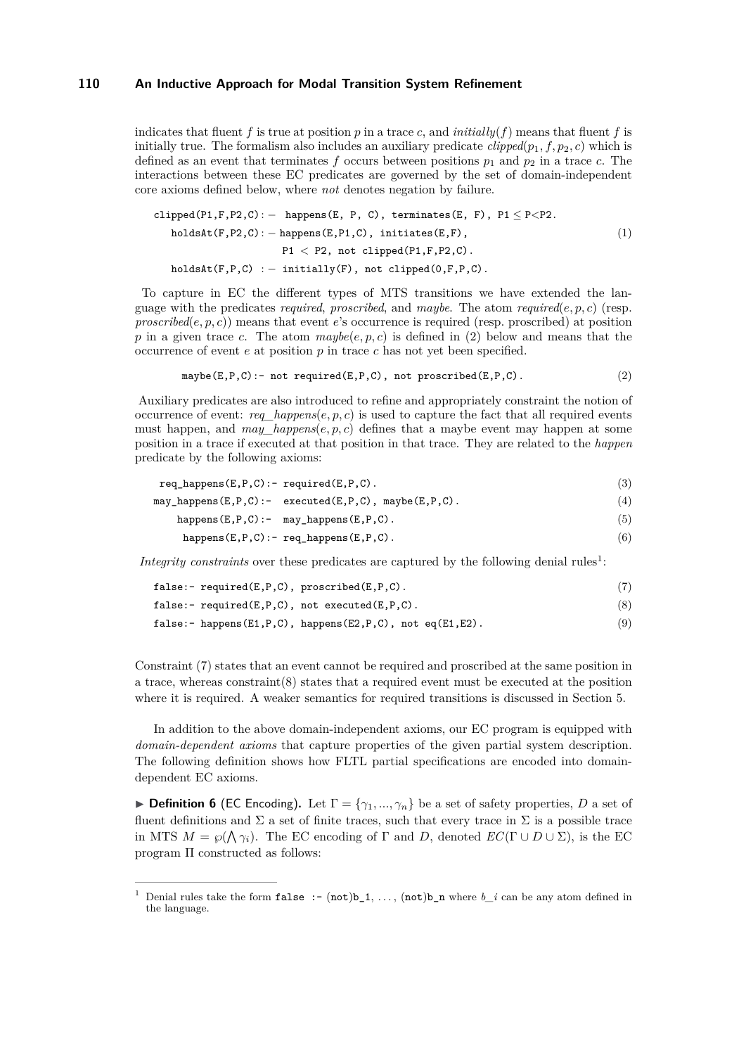indicates that fluent $f$ is true at position $p$ in a trace $c$, and *initially*($f$) means that fluent $f$ is initially true. The formalism also includes an auxiliary predicate *clipped*($p_1, f, p_2, c$) which is defined as an event that terminates $f$ occurs between positions $p_1$ and $p_2$ in a trace $c$. The interactions between these EC predicates are governed by the set of domain-independent core axioms defined below, where *not* denotes negation by failure.

```
clipped(P1,F,P2,C):- happens(E, P, C), terminates(E, F), P1 ≤ P<P2.
   holdsAt(F,P2,C):- happens(E,P1,C), initiates(E,F),                    (1)
                     P1 < P2, not clipped(P1,F,P2,C).
   holdsAt(F,P,C) :- initially(F), not clipped(0,F,P,C).
```

To capture in EC the different types of MTS transitions we have extended the language with the predicates *required*, *proscribed*, and *maybe*. The atom *required*($e, p, c$) (resp. *proscribed*($e, p, c$)) means that event $e$'s occurrence is required (resp. proscribed) at position $p$ in a given trace $c$. The atom *maybe*($e, p, c$) is defined in (2) below and means that the occurrence of event $e$ at position $p$ in trace $c$ has not yet been specified.

```
maybe(E,P,C):- not required(E,P,C), not proscribed(E,P,C).              (2)
```

Auxiliary predicates are also introduced to refine and appropriately constraint the notion of occurrence of event: *req_happens*($e, p, c$) is used to capture the fact that all required events must happen, and *may_happens*($e, p, c$) defines that a maybe event may happen at some position in a trace if executed at that position in that trace. They are related to the *happen* predicate by the following axioms:

```
 req_happens(E,P,C):- required(E,P,C).                                  (3)
may_happens(E,P,C):-  executed(E,P,C), maybe(E,P,C).                    (4)
     happens(E,P,C):-  may_happens(E,P,C).                              (5)
      happens(E,P,C):- req_happens(E,P,C).                              (6)
```

*Integrity constraints* over these predicates are captured by the following denial rules[1]:

```
false:- required(E,P,C), proscribed(E,P,C).                             (7)
false:- required(E,P,C), not executed(E,P,C).                           (8)
false:- happens(E1,P,C), happens(E2,P,C), not eq(E1,E2).                (9)
```

Constraint (7) states that an event cannot be required and proscribed at the same position in a trace, whereas constraint(8) states that a required event must be executed at the position where it is required. A weaker semantics for required transitions is discussed in Section 5.

In addition to the above domain-independent axioms, our EC program is equipped with *domain-dependent axioms* that capture properties of the given partial system description. The following definition shows how FLTL partial specifications are encoded into domain-dependent EC axioms.

▶ **Definition 6** (EC Encoding). Let $\Gamma = \{\gamma_1, ..., \gamma_n\}$ be a set of safety properties, $D$ a set of fluent definitions and $\Sigma$ a set of finite traces, such that every trace in $\Sigma$ is a possible trace in MTS $M = \wp(\bigwedge \gamma_i)$. The EC encoding of $\Gamma$ and $D$, denoted $EC(\Gamma \cup D \cup \Sigma)$, is the EC program $\Pi$ constructed as follows:

[1] Denial rules take the form `false :- (not)b_1, ..., (not)b_n` where *b_i* can be any atom defined in the language.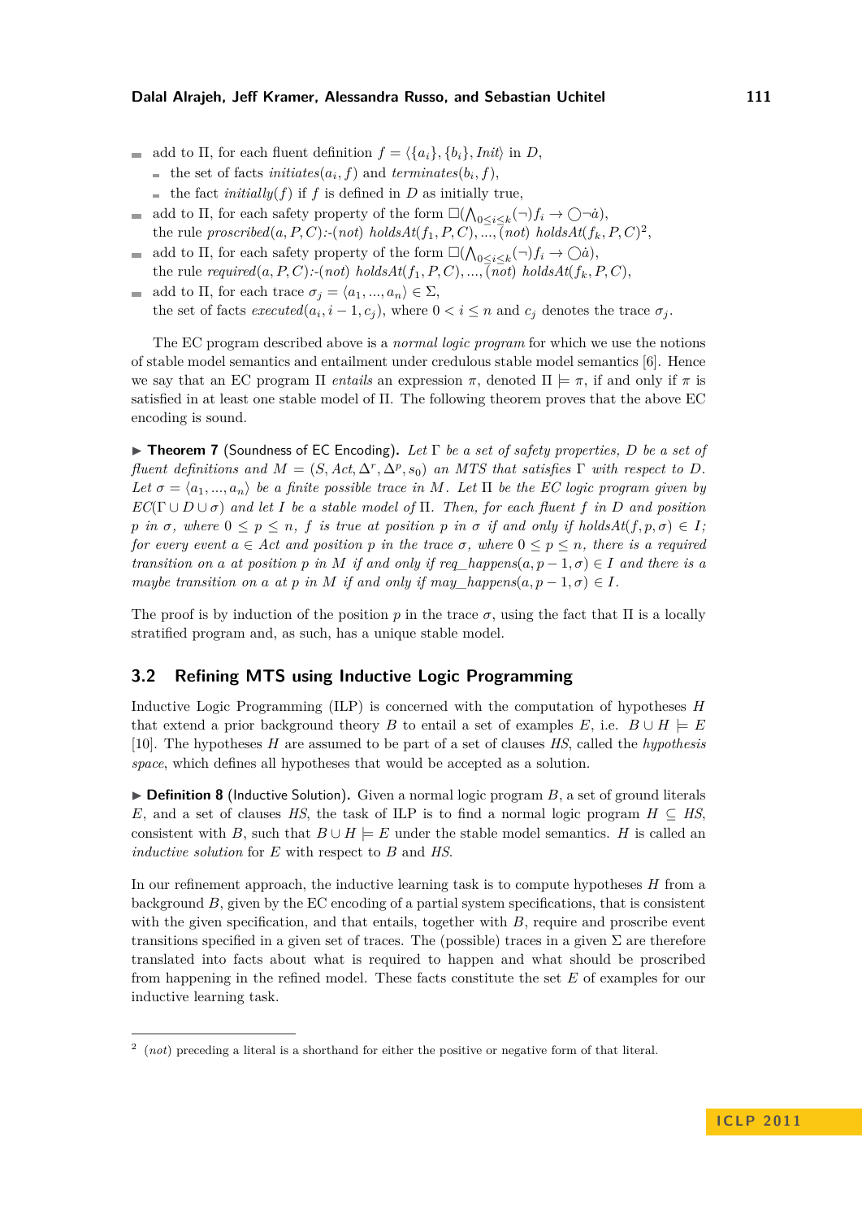- add to Π, for each fluent definition $f = \langle \{a_i\}, \{b_i\}, \mathit{Init} \rangle$ in $D$,
  - the set of facts $\mathit{initiates}(a_i, f)$ and $\mathit{terminates}(b_i, f)$,
  - the fact $\mathit{initially}(f)$ if $f$ is defined in $D$ as initially true,
- add to Π, for each safety property of the form $\Box(\bigwedge_{0 \leq i \leq k} (\neg) f_i \rightarrow \bigcirc \neg \dot{a})$, the rule $\mathit{proscribed}(a, P, C)$:-$(\mathit{not})$ $\mathit{holdsAt}(f_1, P, C), ..., (\mathit{not})$ $\mathit{holdsAt}(f_k, P, C)$[2],
- add to Π, for each safety property of the form $\Box(\bigwedge_{0 \leq i \leq k} (\neg) f_i \rightarrow \bigcirc \dot{a})$, the rule $\mathit{required}(a, P, C)$:-$(\mathit{not})$ $\mathit{holdsAt}(f_1, P, C), ..., (\mathit{not})$ $\mathit{holdsAt}(f_k, P, C)$,
- add to Π, for each trace $\sigma_j = \langle a_1, ..., a_n \rangle \in \Sigma$, the set of facts $\mathit{executed}(a_i, i-1, c_j)$, where $0 < i \leq n$ and $c_j$ denotes the trace $\sigma_j$.

The EC program described above is a *normal logic program* for which we use the notions of stable model semantics and entailment under credulous stable model semantics [6]. Hence we say that an EC program Π *entails* an expression $\pi$, denoted $\Pi \models \pi$, if and only if $\pi$ is satisfied in at least one stable model of Π. The following theorem proves that the above EC encoding is sound.

► **Theorem 7** (Soundness of EC Encoding). *Let Γ be a set of safety properties, $D$ be a set of fluent definitions and $M = (S, Act, \Delta^r, \Delta^p, s_0)$ an MTS that satisfies Γ with respect to $D$. Let $\sigma = \langle a_1, ..., a_n \rangle$ be a finite possible trace in $M$. Let Π be the EC logic program given by $EC(\Gamma \cup D \cup \sigma)$ and let $I$ be a stable model of Π. Then, for each fluent $f$ in $D$ and position $p$ in $\sigma$, where $0 \leq p \leq n$, $f$ is true at position $p$ in $\sigma$ if and only if $\mathit{holdsAt}(f, p, \sigma) \in I$; for every event $a \in Act$ and position $p$ in the trace $\sigma$, where $0 \leq p \leq n$, there is a required transition on $a$ at position $p$ in $M$ if and only if $\mathit{req\_happens}(a, p-1, \sigma) \in I$ and there is a maybe transition on $a$ at $p$ in $M$ if and only if $\mathit{may\_happens}(a, p-1, \sigma) \in I$.*

The proof is by induction of the position $p$ in the trace $\sigma$, using the fact that Π is a locally stratified program and, as such, has a unique stable model.

## 3.2 Refining MTS using Inductive Logic Programming

Inductive Logic Programming (ILP) is concerned with the computation of hypotheses $H$ that extend a prior background theory $B$ to entail a set of examples $E$, i.e. $B \cup H \models E$ [10]. The hypotheses $H$ are assumed to be part of a set of clauses $HS$, called the *hypothesis space*, which defines all hypotheses that would be accepted as a solution.

► **Definition 8** (Inductive Solution). Given a normal logic program $B$, a set of ground literals $E$, and a set of clauses $HS$, the task of ILP is to find a normal logic program $H \subseteq HS$, consistent with $B$, such that $B \cup H \models E$ under the stable model semantics. $H$ is called an *inductive solution* for $E$ with respect to $B$ and $HS$.

In our refinement approach, the inductive learning task is to compute hypotheses $H$ from a background $B$, given by the EC encoding of a partial system specifications, that is consistent with the given specification, and that entails, together with $B$, require and proscribe event transitions specified in a given set of traces. The (possible) traces in a given Σ are therefore translated into facts about what is required to happen and what should be proscribed from happening in the refined model. These facts constitute the set $E$ of examples for our inductive learning task.

[2] $(\mathit{not})$ preceding a literal is a shorthand for either the positive or negative form of that literal.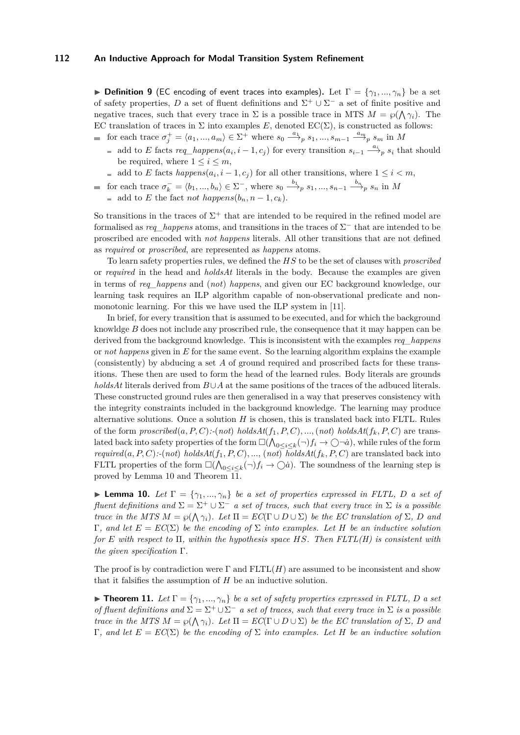▶ **Definition 9** (EC encoding of event traces into examples)**.** Let $\Gamma = \{\gamma_1, ..., \gamma_n\}$ be a set of safety properties, $D$ a set of fluent definitions and $\Sigma^+ \cup \Sigma^-$ a set of finite positive and negative traces, such that every trace in $\Sigma$ is a possible trace in MTS $M = \wp(\bigwedge \gamma_i)$. The EC translation of traces in $\Sigma$ into examples $E$, denoted $\text{EC}(\Sigma)$, is constructed as follows:

- for each trace $\sigma_j^+ = \langle a_1, ..., a_m \rangle \in \Sigma^+$ where $s_0 \xrightarrow{a_1}_p s_1, ..., s_{m-1} \xrightarrow{a_m}_p s_m$ in $M$
  - add to $E$ facts $req\_happens(a_i, i-1, c_j)$ for every transition $s_{i-1} \xrightarrow{a_i}_p s_i$ that should be required, where $1 \leq i \leq m$,
  - add to $E$ facts $happens(a_i, i-1, c_j)$ for all other transitions, where $1 \leq i < m$,
- for each trace $\sigma_k^- = \langle b_1, ..., b_n \rangle \in \Sigma^-$, where $s_0 \xrightarrow{b_1}_p s_1, ..., s_{n-1} \xrightarrow{b_n}_p s_n$ in $M$
  - add to $E$ the fact $not\ happens(b_n, n-1, c_k)$.

So transitions in the traces of $\Sigma^+$ that are intended to be required in the refined model are formalised as *req_happens* atoms, and transitions in the traces of $\Sigma^-$ that are intended to be proscribed are encoded with *not happens* literals. All other transitions that are not defined as *required* or *proscribed*, are represented as *happens* atoms.

To learn safety properties rules, we defined the $HS$ to be the set of clauses with *proscribed* or *required* in the head and *holdsAt* literals in the body. Because the examples are given in terms of *req_happens* and (*not*) *happens*, and given our EC background knowledge, our learning task requires an ILP algorithm capable of non-observational predicate and non-monotonic learning. For this we have used the ILP system in [11].

In brief, for every transition that is assumed to be executed, and for which the background knowldge $B$ does not include any proscribed rule, the consequence that it may happen can be derived from the background knowledge. This is inconsistent with the examples *req_happens* or *not happens* given in $E$ for the same event. So the learning algorithm explains the example (consistently) by abducing a set $A$ of ground required and proscribed facts for these transitions. These then are used to form the head of the learned rules. Body literals are grounds *holdsAt* literals derived from $B \cup A$ at the same positions of the traces of the adbuced literals. These constructed ground rules are then generalised in a way that preserves consistency with the integrity constraints included in the background knowledge. The learning may produce alternative solutions. Once a solution $H$ is chosen, this is translated back into FLTL. Rules of the form $proscribed(a, P, C)$:-$(not)\ holdsAt(f_1, P, C), ..., (not)\ holdsAt(f_k, P, C)$ are translated back into safety properties of the form $\Box(\bigwedge_{0 \leq i \leq k} (\neg) f_i \rightarrow \bigcirc \neg \dot{a})$, while rules of the form $required(a, P, C)$:-$(not)\ holdsAt(f_1, P, C), ..., (not)\ holdsAt(f_k, P, C)$ are translated back into FLTL properties of the form $\Box(\bigwedge_{0 \leq i \leq k} (\neg) f_i \rightarrow \bigcirc \dot{a})$. The soundness of the learning step is proved by Lemma 10 and Theorem 11.

▶ **Lemma 10.** *Let $\Gamma = \{\gamma_1, ..., \gamma_n\}$ be a set of properties expressed in FLTL, $D$ a set of fluent definitions and $\Sigma = \Sigma^+ \cup \Sigma^-$ a set of traces, such that every trace in $\Sigma$ is a possible trace in the MTS $M = \wp(\bigwedge \gamma_i)$. Let $\Pi = EC(\Gamma \cup D \cup \Sigma)$ be the EC translation of $\Sigma$, $D$ and $\Gamma$, and let $E = EC(\Sigma)$ be the encoding of $\Sigma$ into examples. Let $H$ be an inductive solution for $E$ with respect to $\Pi$, within the hypothesis space $HS$. Then FLTL(H) is consistent with the given specification $\Gamma$.*

The proof is by contradiction were $\Gamma$ and $\text{FLTL}(H)$ are assumed to be inconsistent and show that it falsifies the assumption of $H$ be an inductive solution.

▶ **Theorem 11.** *Let $\Gamma = \{\gamma_1, ..., \gamma_n\}$ be a set of safety properties expressed in FLTL, $D$ a set of fluent definitions and $\Sigma = \Sigma^+ \cup \Sigma^-$ a set of traces, such that every trace in $\Sigma$ is a possible trace in the MTS $M = \wp(\bigwedge \gamma_i)$. Let $\Pi = EC(\Gamma \cup D \cup \Sigma)$ be the EC translation of $\Sigma$, $D$ and $\Gamma$, and let $E = EC(\Sigma)$ be the encoding of $\Sigma$ into examples. Let $H$ be an inductive solution*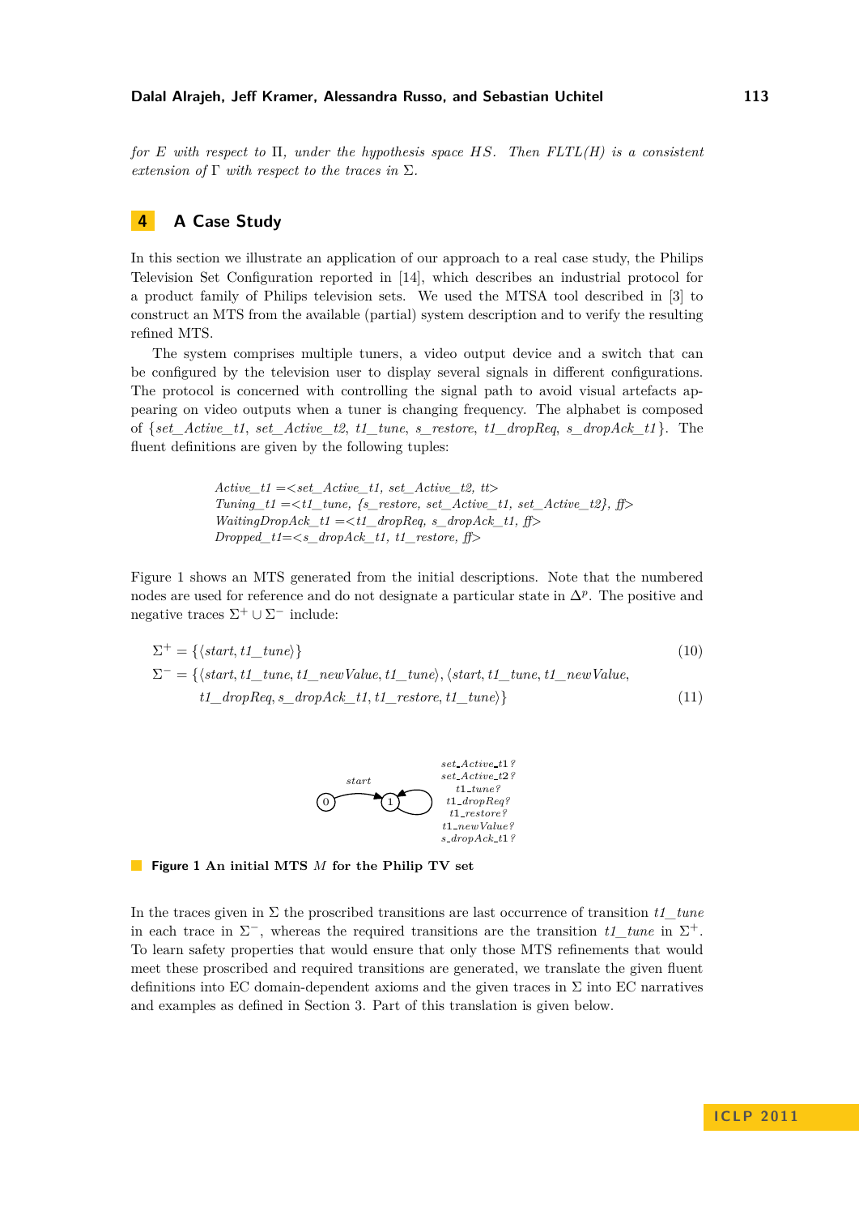*for E with respect to* $\Pi$*, under the hypothesis space HS. Then FLTL(H) is a consistent extension of* $\Gamma$ *with respect to the traces in* $\Sigma$*.*

## 4 A Case Study

In this section we illustrate an application of our approach to a real case study, the Philips Television Set Configuration reported in [14], which describes an industrial protocol for a product family of Philips television sets. We used the MTSA tool described in [3] to construct an MTS from the available (partial) system description and to verify the resulting refined MTS.

The system comprises multiple tuners, a video output device and a switch that can be configured by the television user to display several signals in different configurations. The protocol is concerned with controlling the signal path to avoid visual artefacts appearing on video outputs when a tuner is changing frequency. The alphabet is composed of {*set_Active_t1*, *set_Active_t2*, *t1_tune*, *s_restore*, *t1_dropReq*, *s_dropAck_t1*}. The fluent definitions are given by the following tuples:

*Active_t1* =<*set_Active_t1*, *set_Active_t2*, *tt*>
*Tuning_t1* =<*t1_tune*, {*s_restore*, *set_Active_t1*, *set_Active_t2*}, *ff*>
*WaitingDropAck_t1* =<*t1_dropReq*, *s_dropAck_t1*, *ff*>
*Dropped_t1*=<*s_dropAck_t1*, *t1_restore*, *ff*>

Figure 1 shows an MTS generated from the initial descriptions. Note that the numbered nodes are used for reference and do not designate a particular state in $\Delta^p$. The positive and negative traces $\Sigma^+ \cup \Sigma^-$ include:

$$\Sigma^+ = \{\langle start, t1\_tune \rangle\} \tag{10}$$

$$\Sigma^- = \{\langle start, t1\_tune, t1\_newValue, t1\_tune \rangle, \langle start, t1\_tune, t1\_newValue, t1\_dropReq, s\_dropAck\_t1, t1\_restore, t1\_tune \rangle\} \tag{11}$$

**Figure 1** An initial MTS $M$ for the Philip TV set

In the traces given in $\Sigma$ the proscribed transitions are last occurrence of transition *t1_tune* in each trace in $\Sigma^-$, whereas the required transitions are the transition *t1_tune* in $\Sigma^+$. To learn safety properties that would ensure that only those MTS refinements that would meet these proscribed and required transitions are generated, we translate the given fluent definitions into EC domain-dependent axioms and the given traces in $\Sigma$ into EC narratives and examples as defined in Section 3. Part of this translation is given below.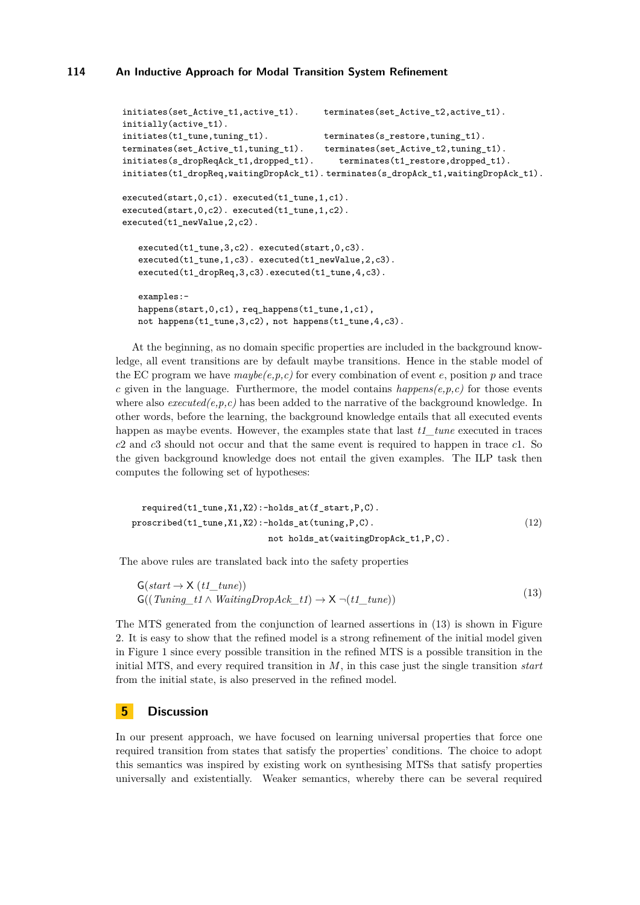```
initiates(set_Active_t1,active_t1).     terminates(set_Active_t2,active_t1).
initially(active_t1).
initiates(t1_tune,tuning_t1).           terminates(s_restore,tuning_t1).
terminates(set_Active_t1,tuning_t1).    terminates(set_Active_t2,tuning_t1).
initiates(s_dropReqAck_t1,dropped_t1).     terminates(t1_restore,dropped_t1).
initiates(t1_dropReq,waitingDropAck_t1). terminates(s_dropAck_t1,waitingDropAck_t1).

executed(start,0,c1). executed(t1_tune,1,c1).
executed(start,0,c2). executed(t1_tune,1,c2).
executed(t1_newValue,2,c2).

   executed(t1_tune,3,c2). executed(start,0,c3).
   executed(t1_tune,1,c3). executed(t1_newValue,2,c3).
   executed(t1_dropReq,3,c3).executed(t1_tune,4,c3).

   examples:-
   happens(start,0,c1), req_happens(t1_tune,1,c1),
   not happens(t1_tune,3,c2), not happens(t1_tune,4,c3).
```

At the beginning, as no domain specific properties are included in the background knowledge, all event transitions are by default maybe transitions. Hence in the stable model of the EC program we have *maybe(e,p,c)* for every combination of event $e$, position $p$ and trace $c$ given in the language. Furthermore, the model contains *happens(e,p,c)* for those events where also *executed(e,p,c)* has been added to the narrative of the background knowledge. In other words, before the learning, the background knowledge entails that all executed events happen as maybe events. However, the examples state that last *t1_tune* executed in traces $c2$ and $c3$ should not occur and that the same event is required to happen in trace $c1$. So the given background knowledge does not entail the given examples. The ILP task then computes the following set of hypotheses:

```
  required(t1_tune,X1,X2):-holds_at(f_start,P,C).
proscribed(t1_tune,X1,X2):-holds_at(tuning,P,C).                    (12)
                           not holds_at(waitingDropAck_t1,P,C).
```

The above rules are translated back into the safety properties

$$\begin{aligned}&\mathsf{G}(start \rightarrow \mathsf{X}\ (t1\_tune))\\&\mathsf{G}((Tuning\_t1 \wedge WaitingDropAck\_t1) \rightarrow \mathsf{X}\ \neg(t1\_tune))\end{aligned} \tag{13}$$

The MTS generated from the conjunction of learned assertions in (13) is shown in Figure 2. It is easy to show that the refined model is a strong refinement of the initial model given in Figure 1 since every possible transition in the refined MTS is a possible transition in the initial MTS, and every required transition in $M$, in this case just the single transition *start* from the initial state, is also preserved in the refined model.

## 5 Discussion

In our present approach, we have focused on learning universal properties that force one required transition from states that satisfy the properties' conditions. The choice to adopt this semantics was inspired by existing work on synthesising MTSs that satisfy properties universally and existentially. Weaker semantics, whereby there can be several required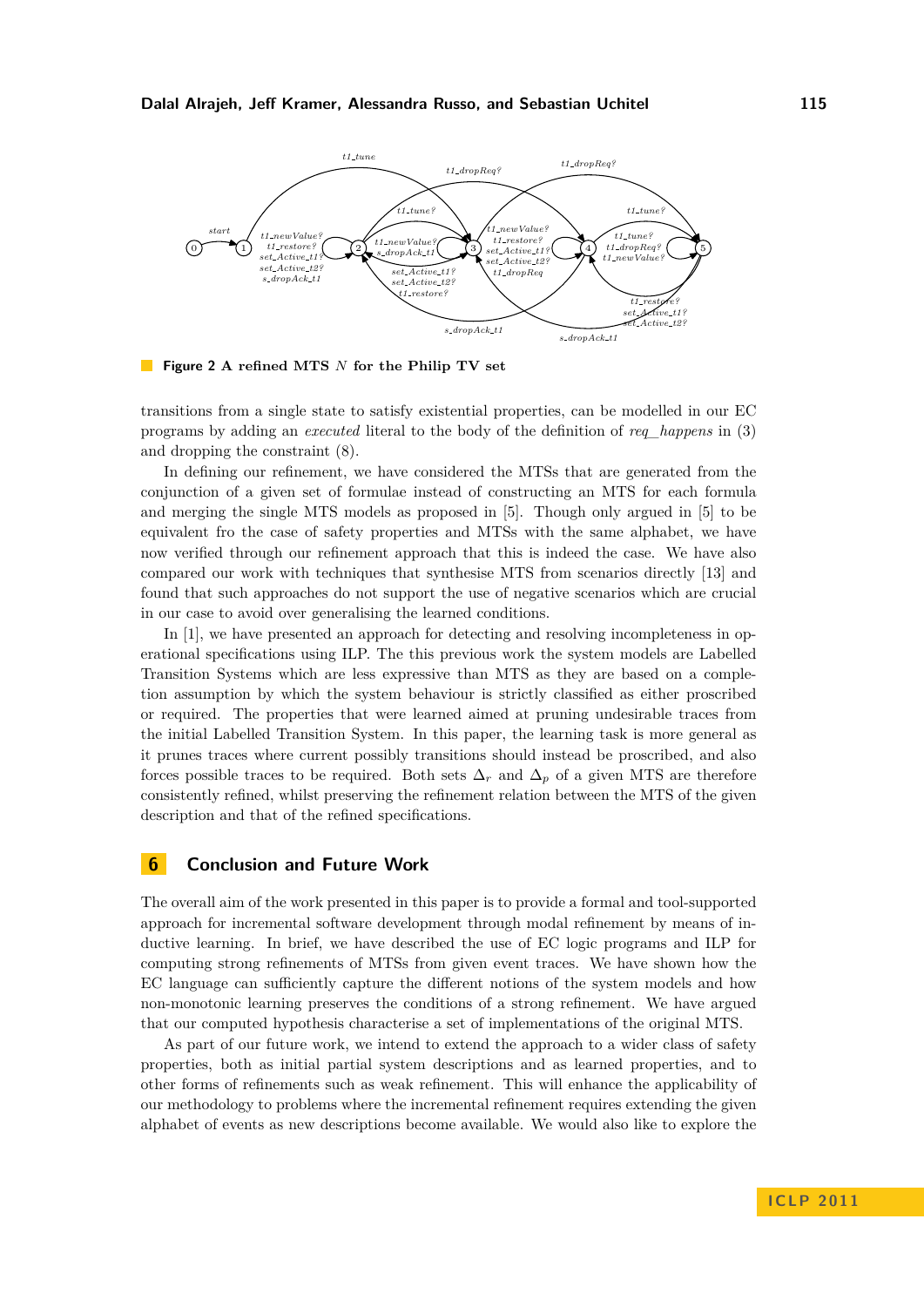**Figure 2** A refined MTS $N$ for the Philip TV set

transitions from a single state to satisfy existential properties, can be modelled in our EC programs by adding an *executed* literal to the body of the definition of *req_happens* in (3) and dropping the constraint (8).

In defining our refinement, we have considered the MTSs that are generated from the conjunction of a given set of formulae instead of constructing an MTS for each formula and merging the single MTS models as proposed in [5]. Though only argued in [5] to be equivalent fro the case of safety properties and MTSs with the same alphabet, we have now verified through our refinement approach that this is indeed the case. We have also compared our work with techniques that synthesise MTS from scenarios directly [13] and found that such approaches do not support the use of negative scenarios which are crucial in our case to avoid over generalising the learned conditions.

In [1], we have presented an approach for detecting and resolving incompleteness in operational specifications using ILP. The this previous work the system models are Labelled Transition Systems which are less expressive than MTS as they are based on a completion assumption by which the system behaviour is strictly classified as either proscribed or required. The properties that were learned aimed at pruning undesirable traces from the initial Labelled Transition System. In this paper, the learning task is more general as it prunes traces where current possibly transitions should instead be proscribed, and also forces possible traces to be required. Both sets $\Delta_r$ and $\Delta_p$ of a given MTS are therefore consistently refined, whilst preserving the refinement relation between the MTS of the given description and that of the refined specifications.

## 6 Conclusion and Future Work

The overall aim of the work presented in this paper is to provide a formal and tool-supported approach for incremental software development through modal refinement by means of inductive learning. In brief, we have described the use of EC logic programs and ILP for computing strong refinements of MTSs from given event traces. We have shown how the EC language can sufficiently capture the different notions of the system models and how non-monotonic learning preserves the conditions of a strong refinement. We have argued that our computed hypothesis characterise a set of implementations of the original MTS.

As part of our future work, we intend to extend the approach to a wider class of safety properties, both as initial partial system descriptions and as learned properties, and to other forms of refinements such as weak refinement. This will enhance the applicability of our methodology to problems where the incremental refinement requires extending the given alphabet of events as new descriptions become available. We would also like to explore the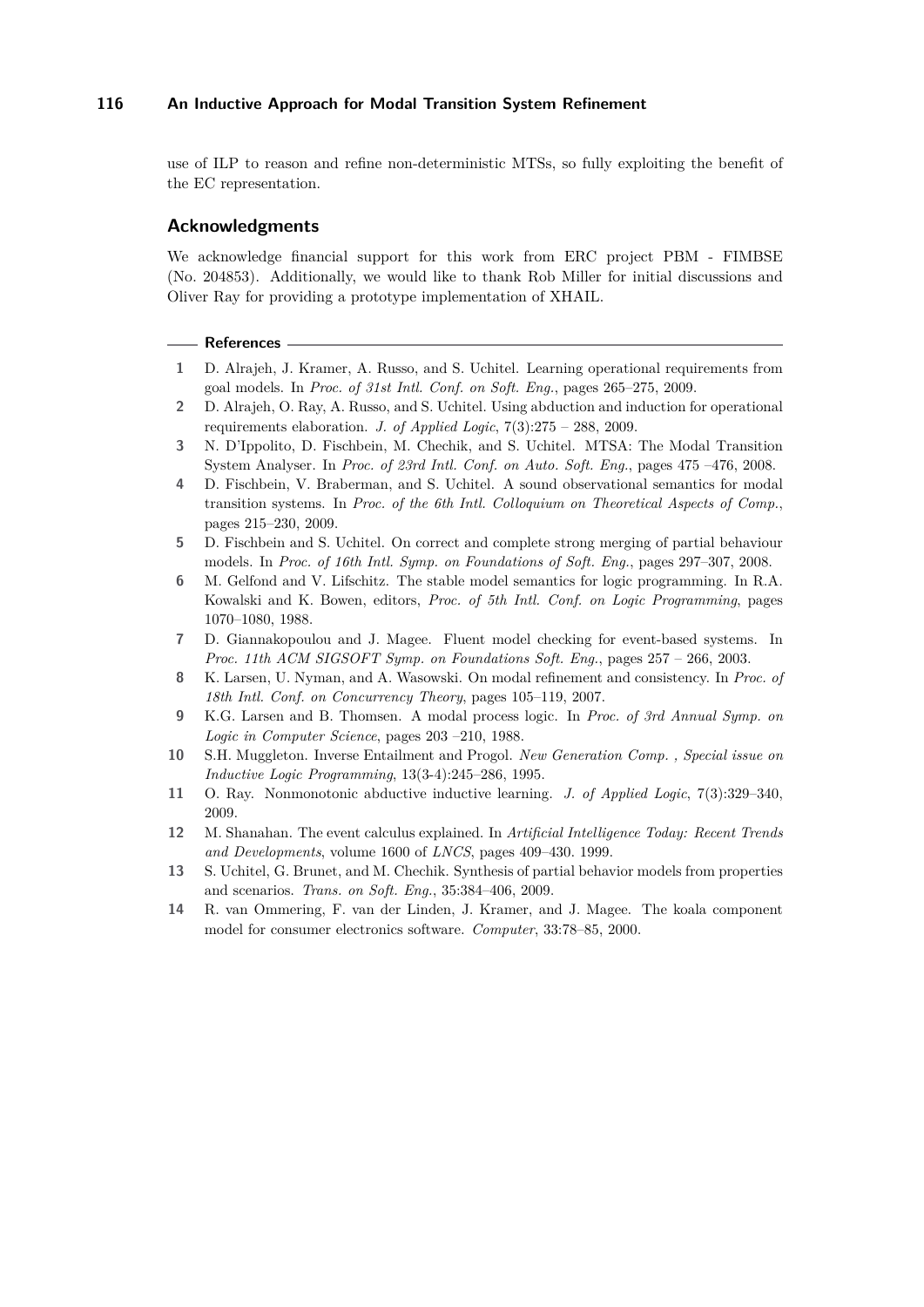use of ILP to reason and refine non-deterministic MTSs, so fully exploiting the benefit of the EC representation.

## Acknowledgments

We acknowledge financial support for this work from ERC project PBM - FIMBSE (No. 204853). Additionally, we would like to thank Rob Miller for initial discussions and Oliver Ray for providing a prototype implementation of XHAIL.

## References

1. D. Alrajeh, J. Kramer, A. Russo, and S. Uchitel. Learning operational requirements from goal models. In *Proc. of 31st Intl. Conf. on Soft. Eng.*, pages 265–275, 2009.
2. D. Alrajeh, O. Ray, A. Russo, and S. Uchitel. Using abduction and induction for operational requirements elaboration. *J. of Applied Logic*, 7(3):275 – 288, 2009.
3. N. D'Ippolito, D. Fischbein, M. Chechik, and S. Uchitel. MTSA: The Modal Transition System Analyser. In *Proc. of 23rd Intl. Conf. on Auto. Soft. Eng.*, pages 475 –476, 2008.
4. D. Fischbein, V. Braberman, and S. Uchitel. A sound observational semantics for modal transition systems. In *Proc. of the 6th Intl. Colloquium on Theoretical Aspects of Comp.*, pages 215–230, 2009.
5. D. Fischbein and S. Uchitel. On correct and complete strong merging of partial behaviour models. In *Proc. of 16th Intl. Symp. on Foundations of Soft. Eng.*, pages 297–307, 2008.
6. M. Gelfond and V. Lifschitz. The stable model semantics for logic programming. In R.A. Kowalski and K. Bowen, editors, *Proc. of 5th Intl. Conf. on Logic Programming*, pages 1070–1080, 1988.
7. D. Giannakopoulou and J. Magee. Fluent model checking for event-based systems. In *Proc. 11th ACM SIGSOFT Symp. on Foundations Soft. Eng.*, pages 257 – 266, 2003.
8. K. Larsen, U. Nyman, and A. Wasowski. On modal refinement and consistency. In *Proc. of 18th Intl. Conf. on Concurrency Theory*, pages 105–119, 2007.
9. K.G. Larsen and B. Thomsen. A modal process logic. In *Proc. of 3rd Annual Symp. on Logic in Computer Science*, pages 203 –210, 1988.
10. S.H. Muggleton. Inverse Entailment and Progol. *New Generation Comp. , Special issue on Inductive Logic Programming*, 13(3-4):245–286, 1995.
11. O. Ray. Nonmonotonic abductive inductive learning. *J. of Applied Logic*, 7(3):329–340, 2009.
12. M. Shanahan. The event calculus explained. In *Artificial Intelligence Today: Recent Trends and Developments*, volume 1600 of *LNCS*, pages 409–430. 1999.
13. S. Uchitel, G. Brunet, and M. Chechik. Synthesis of partial behavior models from properties and scenarios. *Trans. on Soft. Eng.*, 35:384–406, 2009.
14. R. van Ommering, F. van der Linden, J. Kramer, and J. Magee. The koala component model for consumer electronics software. *Computer*, 33:78–85, 2000.